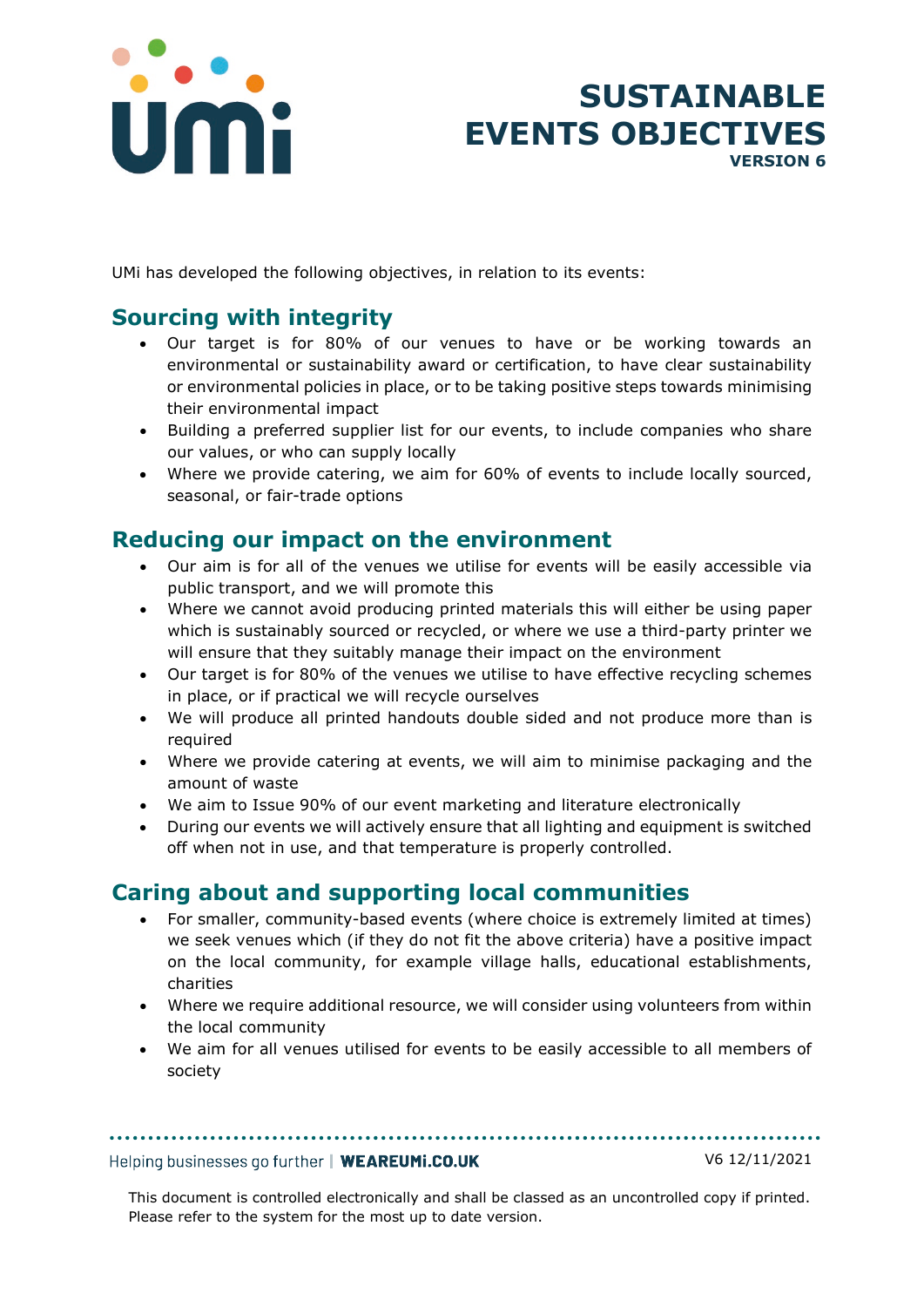# SUSTAINABLE EVENTS OBJECTIVES

**VERSION 6**

UMi has developed the following objectives, in relation to its events:

## Sourcing with integrity

- Our target is for 80% of our venues to have or be working towards an environmental or sustainability award or certification, to have clear sustainability or environmental policies in place, or to be taking positive steps towards minimising their environmental impact
- Building a preferred supplier list for our events, to include companies who share our values, or who can supply locally
- Where we provide catering, we aim for 60% of events to include locally sourced, seasonal, or fair-trade options

## Reducing our impact on the environment

- Our aim is for all of the venues we utilise for events will be easily accessible via public transport, and we will promote this
- Where we cannot avoid producing printed materials this will either be using paper which is sustainably sourced or recycled, or where we use a third-party printer we will ensure that they suitably manage their impact on the environment
- Our target is for 80% of the venues we utilise to have effective recycling schemes in place, or if practical we will recycle ourselves
- We will produce all printed handouts double sided and not produce more than is required
- Where we provide catering at events, we will aim to minimise packaging and the amount of waste
- We aim to Issue 90% of our event marketing and literature electronically
- During our events we will actively ensure that all lighting and equipment is switched off when not in use, and that temperature is properly controlled.

## Caring about and supporting local communities

- For smaller, community-based events (where choice is extremely limited at times) we seek venues which (if they do not fit the above criteria) have a positive impact on the local community, for example village halls, educational establishments, charities
- Where we require additional resource, we will consider using volunteers from within the local community
- We aim for all venues utilised for events to be easily accessible to all members of society

Helping businesses go further | **WEAREUMi.CO.UK** V6 12/11/2021

This document is controlled electronically and shall be classed as an uncontrolled copy if printed. Please refer to the system for the most up to date version.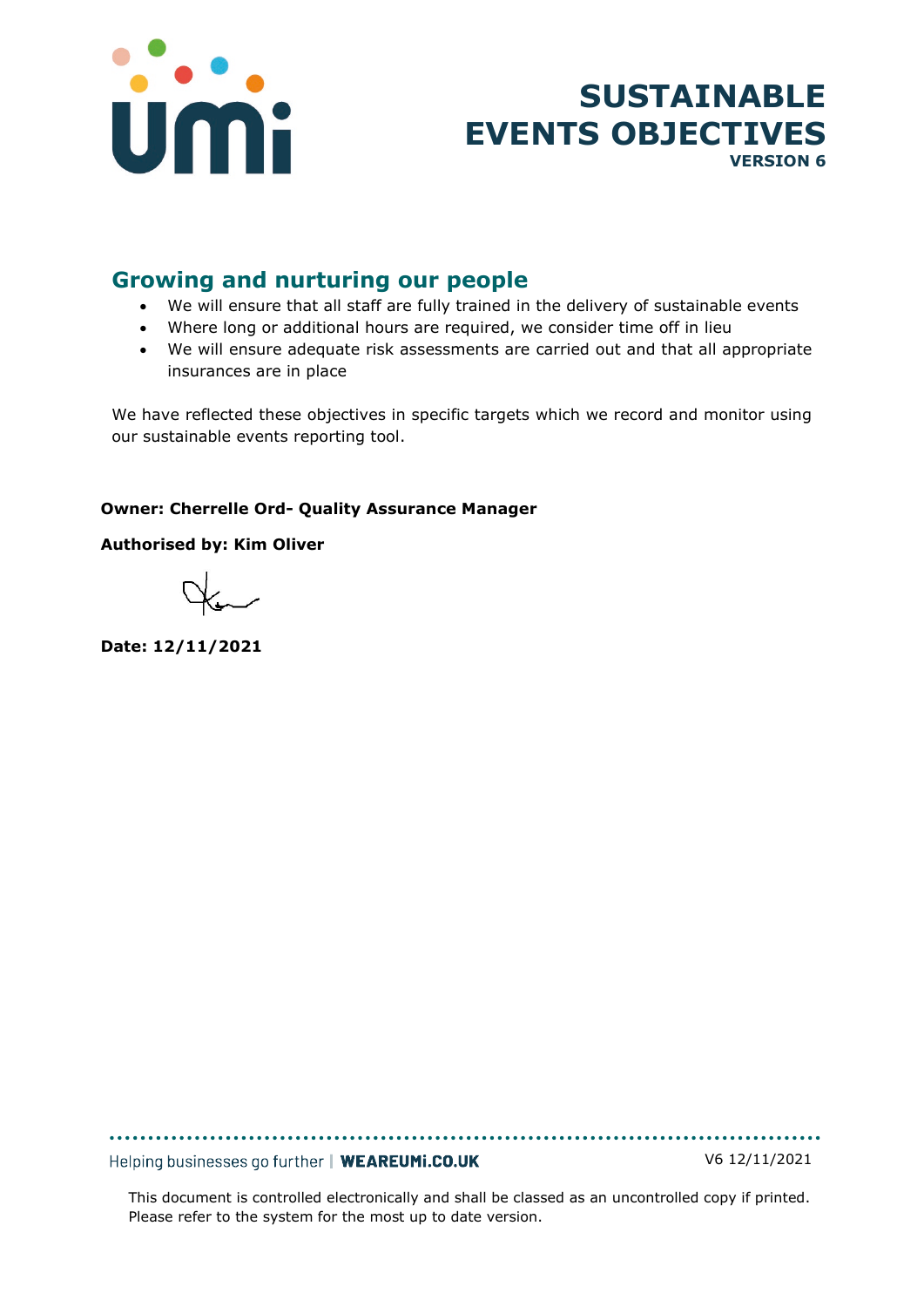# SUSTAINABLE EVENTS OBJECTIVES

**VERSION 6**

## Growing and nurturing our people

- We will ensure that all staff are fully trained in the delivery of sustainable events
- Where long or additional hours are required, we consider time off in lieu
- We will ensure adequate risk assessments are carried out and that all appropriate insurances are in place

We have reflected these objectives in specific targets which we record and monitor using our sustainable events reporting tool.

**Owner: Cherrelle Ord- Quality Assurance Manager**

**Authorised by: Kim Oliver**

**Date: 12/11/2021**

Helping businesses go further | **WEAREUMi.CO.UK** V6 12/11/2021

This document is controlled electronically and shall be classed as an uncontrolled copy if printed. Please refer to the system for the most up to date version.